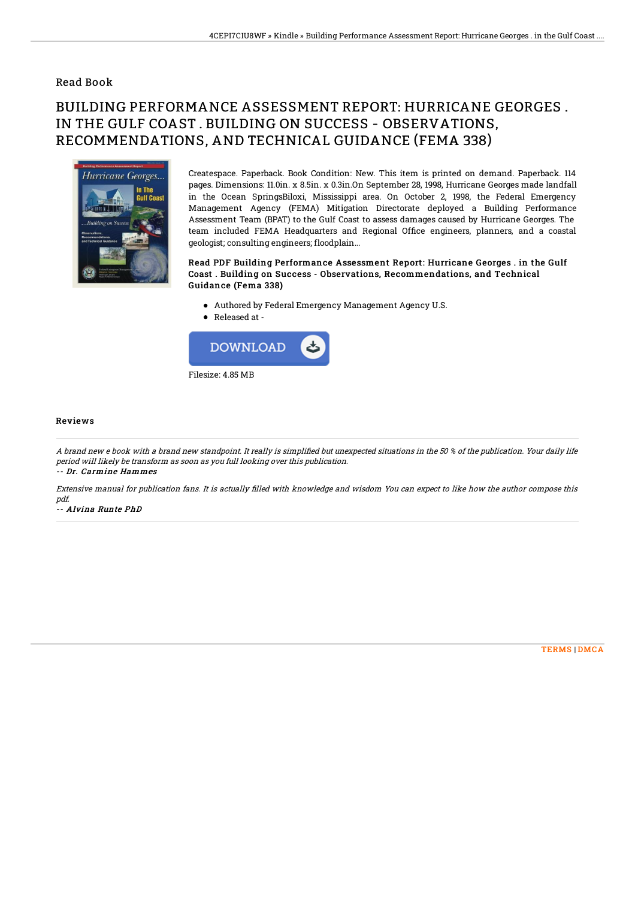Read Book

# BUILDING PERFORMANCE ASSESSMENT REPORT: HURRICANE GEORGES . IN THE GULF COAST . BUILDING ON SUCCESS - OBSERVATIONS, RECOMMENDATIONS, AND TECHNICAL GUIDANCE (FEMA 338)

Createspace. Paperback. Book Condition: New. This item is printed on demand. Paperback. 114 pages. Dimensions: 11.0in. x 8.5in. x 0.3in.On September 28, 1998, Hurricane Georges made landfall in the Ocean SpringsBiloxi, Mississippi area. On October 2, 1998, the Federal Emergency Management Agency (FEMA) Mitigation Directorate deployed a Building Performance Assessment Team (BPAT) to the Gulf Coast to assess damages caused by Hurricane Georges. The team included FEMA Headquarters and Regional Office engineers, planners, and a coastal geologist; consulting engineers; floodplain...

### Read PDF Building Performance Assessment Report: Hurricane Georges . in the Gulf Coast . Building on Success - Observations, Recommendations, and Technical Guidance (Fema 338)

- Authored by Federal Emergency Management Agency U.S.
- Released at -

DOWNLOAD

Filesize: 4.85 MB

### Reviews

*A brand new e book with a brand new standpoint. It really is simplified but unexpected situations in the 50 % of the publication. Your daily life period will likely be transform as soon as you full looking over this publication.*

*-- Dr. Carmine Hammes*

*Extensive manual for publication fans. It is actually filled with knowledge and wisdom You can expect to like how the author compose this pdf.*

*-- Alvina Runte PhD*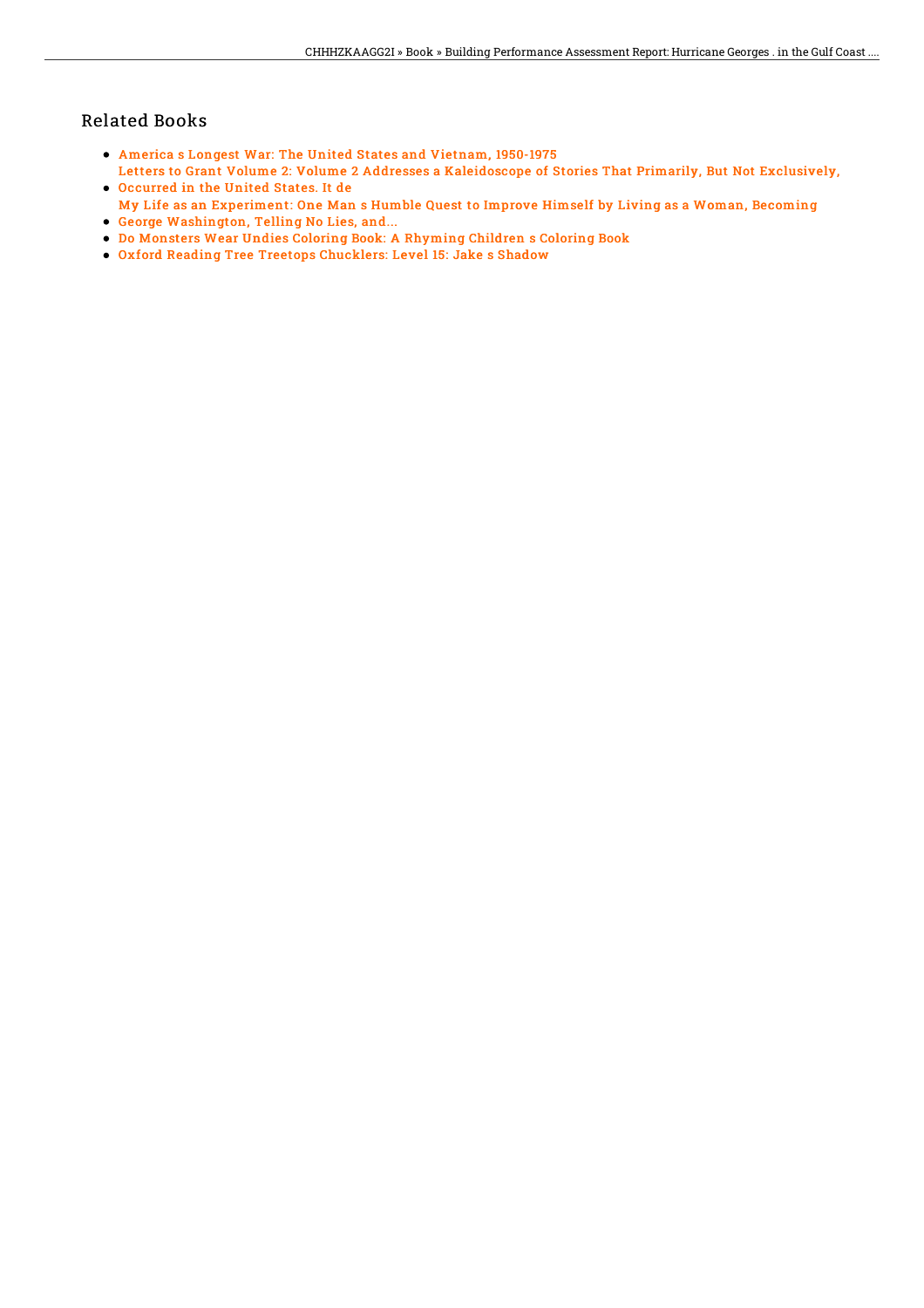## Related Books

- America s Longest War: The United States and Vietnam, 1950-1975
- Letters to Grant Volume 2: Volume 2 Addresses a Kaleidoscope of Stories That Primarily, But Not Exclusively, Occurred in the United States. It de
- My Life as an Experiment: One Man s Humble Quest to Improve Himself by Living as a Woman, Becoming George Washington, Telling No Lies, and...
- Do Monsters Wear Undies Coloring Book: A Rhyming Children s Coloring Book
- Oxford Reading Tree Treetops Chucklers: Level 15: Jake s Shadow